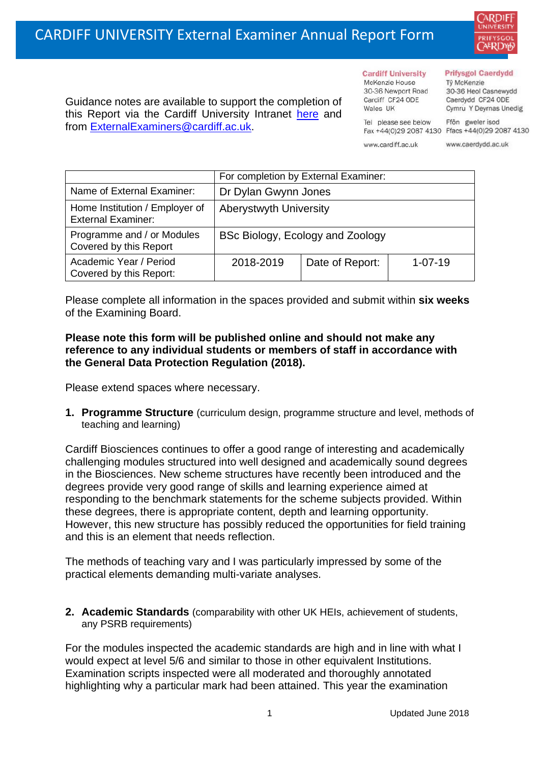# CARDIFF UNIVERSITY External Examiner Annual Report Form

Cardiff University
McKenzie House
30-36 Newport Road
Cardiff CF24 0DE
Wales UK

Prifysgol Caerdydd
Tŷ McKenzie
30-36 Heol Casnewydd
Caerdydd CF24 0DE
Cymru Y Deyrnas Unedig

Tel please see below
Fax +44(0)29 2087 4130

Ffôn gweler isod
Ffacs +44(0)29 2087 4130

www.cardiff.ac.uk

www.caerdydd.ac.uk

Guidance notes are available to support the completion of this Report via the Cardiff University Intranet here and from ExternalExaminers@cardiff.ac.uk.

| | For completion by External Examiner: | | |
|---|---|---|---|
| Name of External Examiner: | Dr Dylan Gwynn Jones | | |
| Home Institution / Employer of External Examiner: | Aberystwyth University | | |
| Programme and / or Modules Covered by this Report | BSc Biology, Ecology and Zoology | | |
| Academic Year / Period Covered by this Report: | 2018-2019 | Date of Report: | 1-07-19 |

Please complete all information in the spaces provided and submit within **six weeks** of the Examining Board.

**Please note this form will be published online and should not make any reference to any individual students or members of staff in accordance with the General Data Protection Regulation (2018).**

Please extend spaces where necessary.

1. **Programme Structure** (curriculum design, programme structure and level, methods of teaching and learning)

Cardiff Biosciences continues to offer a good range of interesting and academically challenging modules structured into well designed and academically sound degrees in the Biosciences. New scheme structures have recently been introduced and the degrees provide very good range of skills and learning experience aimed at responding to the benchmark statements for the scheme subjects provided. Within these degrees, there is appropriate content, depth and learning opportunity. However, this new structure has possibly reduced the opportunities for field training and this is an element that needs reflection.

The methods of teaching vary and I was particularly impressed by some of the practical elements demanding multi-variate analyses.

2. **Academic Standards** (comparability with other UK HEIs, achievement of students, any PSRB requirements)

For the modules inspected the academic standards are high and in line with what I would expect at level 5/6 and similar to those in other equivalent Institutions. Examination scripts inspected were all moderated and thoroughly annotated highlighting why a particular mark had been attained. This year the examination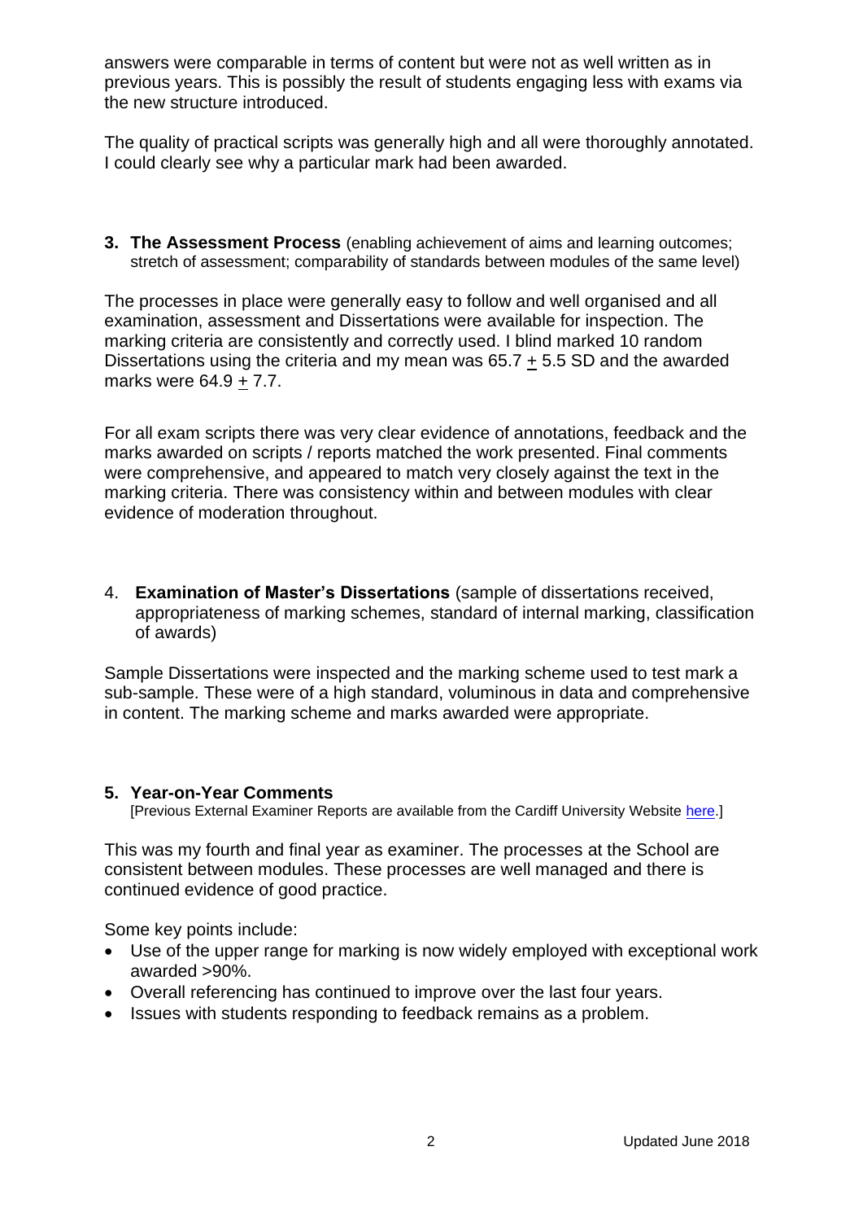answers were comparable in terms of content but were not as well written as in previous years. This is possibly the result of students engaging less with exams via the new structure introduced.

The quality of practical scripts was generally high and all were thoroughly annotated. I could clearly see why a particular mark had been awarded.

## 3. **The Assessment Process** (enabling achievement of aims and learning outcomes; stretch of assessment; comparability of standards between modules of the same level)

The processes in place were generally easy to follow and well organised and all examination, assessment and Dissertations were available for inspection. The marking criteria are consistently and correctly used. I blind marked 10 random Dissertations using the criteria and my mean was $65.7 \pm 5.5$ SD and the awarded marks were $64.9 \pm 7.7$.

For all exam scripts there was very clear evidence of annotations, feedback and the marks awarded on scripts / reports matched the work presented. Final comments were comprehensive, and appeared to match very closely against the text in the marking criteria. There was consistency within and between modules with clear evidence of moderation throughout.

## 4. **Examination of Master's Dissertations** (sample of dissertations received, appropriateness of marking schemes, standard of internal marking, classification of awards)

Sample Dissertations were inspected and the marking scheme used to test mark a sub-sample. These were of a high standard, voluminous in data and comprehensive in content. The marking scheme and marks awarded were appropriate.

## 5. **Year-on-Year Comments**

[Previous External Examiner Reports are available from the Cardiff University Website here.]

This was my fourth and final year as examiner. The processes at the School are consistent between modules. These processes are well managed and there is continued evidence of good practice.

Some key points include:

- Use of the upper range for marking is now widely employed with exceptional work awarded >90%.
- Overall referencing has continued to improve over the last four years.
- Issues with students responding to feedback remains as a problem.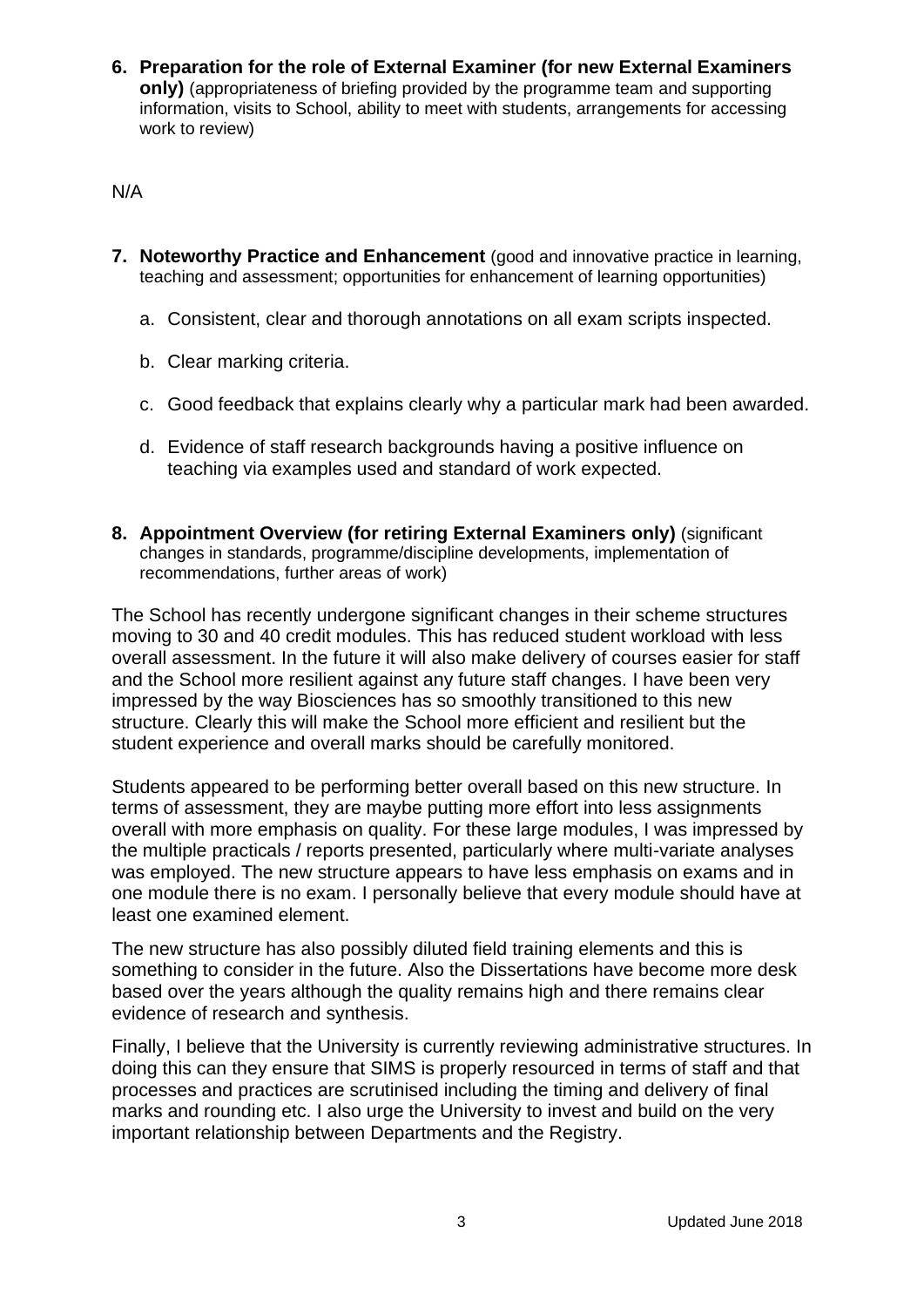**6. Preparation for the role of External Examiner (for new External Examiners only)** (appropriateness of briefing provided by the programme team and supporting information, visits to School, ability to meet with students, arrangements for accessing work to review)

N/A

**7. Noteworthy Practice and Enhancement** (good and innovative practice in learning, teaching and assessment; opportunities for enhancement of learning opportunities)

a. Consistent, clear and thorough annotations on all exam scripts inspected.

b. Clear marking criteria.

c. Good feedback that explains clearly why a particular mark had been awarded.

d. Evidence of staff research backgrounds having a positive influence on teaching via examples used and standard of work expected.

**8. Appointment Overview (for retiring External Examiners only)** (significant changes in standards, programme/discipline developments, implementation of recommendations, further areas of work)

The School has recently undergone significant changes in their scheme structures moving to 30 and 40 credit modules. This has reduced student workload with less overall assessment. In the future it will also make delivery of courses easier for staff and the School more resilient against any future staff changes. I have been very impressed by the way Biosciences has so smoothly transitioned to this new structure. Clearly this will make the School more efficient and resilient but the student experience and overall marks should be carefully monitored.

Students appeared to be performing better overall based on this new structure. In terms of assessment, they are maybe putting more effort into less assignments overall with more emphasis on quality. For these large modules, I was impressed by the multiple practicals / reports presented, particularly where multi-variate analyses was employed. The new structure appears to have less emphasis on exams and in one module there is no exam. I personally believe that every module should have at least one examined element.

The new structure has also possibly diluted field training elements and this is something to consider in the future. Also the Dissertations have become more desk based over the years although the quality remains high and there remains clear evidence of research and synthesis.

Finally, I believe that the University is currently reviewing administrative structures. In doing this can they ensure that SIMS is properly resourced in terms of staff and that processes and practices are scrutinised including the timing and delivery of final marks and rounding etc. I also urge the University to invest and build on the very important relationship between Departments and the Registry.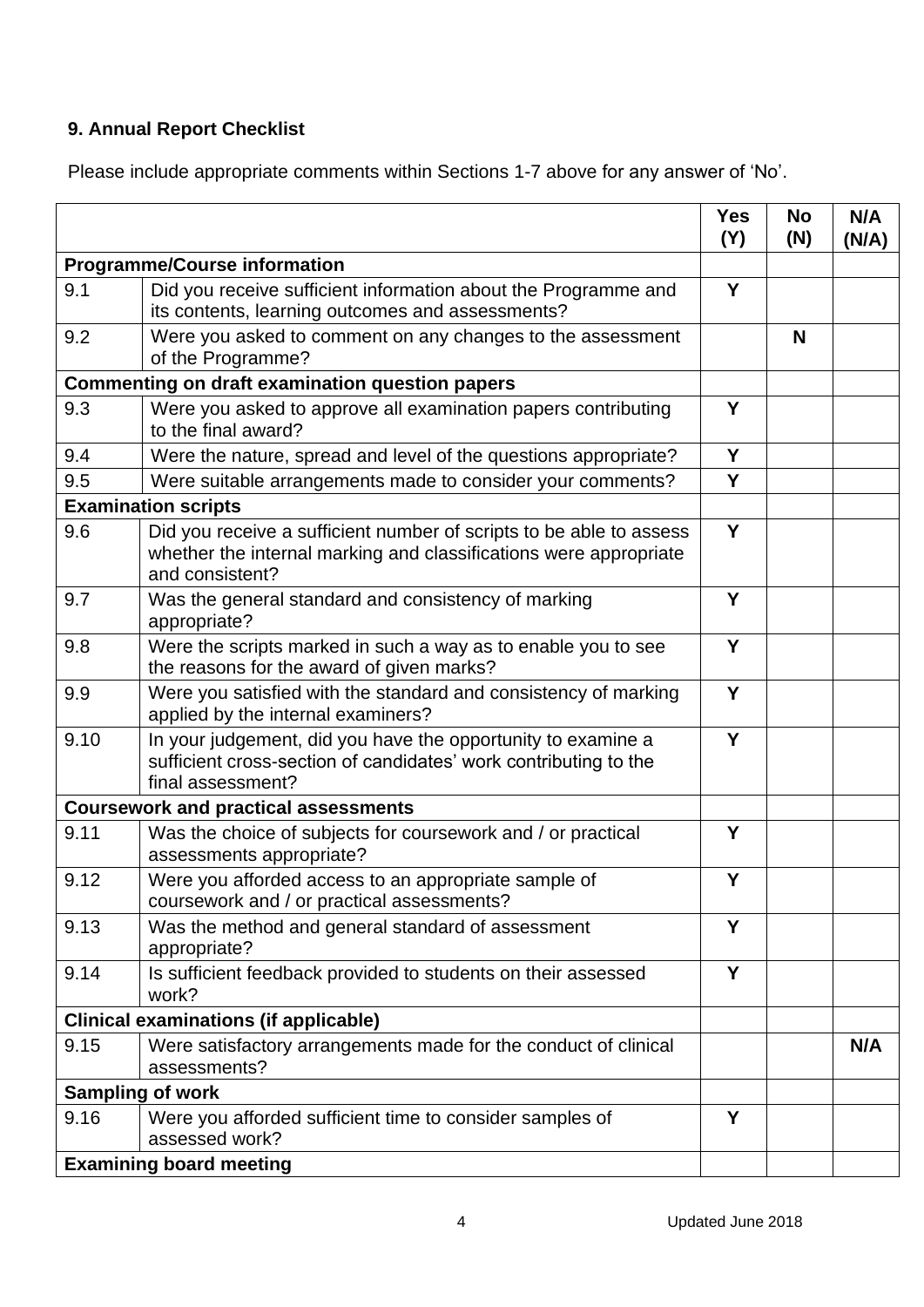### 9. Annual Report Checklist

Please include appropriate comments within Sections 1-7 above for any answer of ‘No’.

| | | Yes (Y) | No (N) | N/A (N/A) |
|---|---|---|---|---|
| **Programme/Course information** | | | | |
| 9.1 | Did you receive sufficient information about the Programme and its contents, learning outcomes and assessments? | **Y** | | |
| 9.2 | Were you asked to comment on any changes to the assessment of the Programme? | | **N** | |
| **Commenting on draft examination question papers** | | | | |
| 9.3 | Were you asked to approve all examination papers contributing to the final award? | **Y** | | |
| 9.4 | Were the nature, spread and level of the questions appropriate? | **Y** | | |
| 9.5 | Were suitable arrangements made to consider your comments? | **Y** | | |
| **Examination scripts** | | | | |
| 9.6 | Did you receive a sufficient number of scripts to be able to assess whether the internal marking and classifications were appropriate and consistent? | **Y** | | |
| 9.7 | Was the general standard and consistency of marking appropriate? | **Y** | | |
| 9.8 | Were the scripts marked in such a way as to enable you to see the reasons for the award of given marks? | **Y** | | |
| 9.9 | Were you satisfied with the standard and consistency of marking applied by the internal examiners? | **Y** | | |
| 9.10 | In your judgement, did you have the opportunity to examine a sufficient cross-section of candidates’ work contributing to the final assessment? | **Y** | | |
| **Coursework and practical assessments** | | | | |
| 9.11 | Was the choice of subjects for coursework and / or practical assessments appropriate? | **Y** | | |
| 9.12 | Were you afforded access to an appropriate sample of coursework and / or practical assessments? | **Y** | | |
| 9.13 | Was the method and general standard of assessment appropriate? | **Y** | | |
| 9.14 | Is sufficient feedback provided to students on their assessed work? | **Y** | | |
| **Clinical examinations (if applicable)** | | | | |
| 9.15 | Were satisfactory arrangements made for the conduct of clinical assessments? | | | **N/A** |
| **Sampling of work** | | | | |
| 9.16 | Were you afforded sufficient time to consider samples of assessed work? | **Y** | | |
| **Examining board meeting** | | | | |

Updated June 2018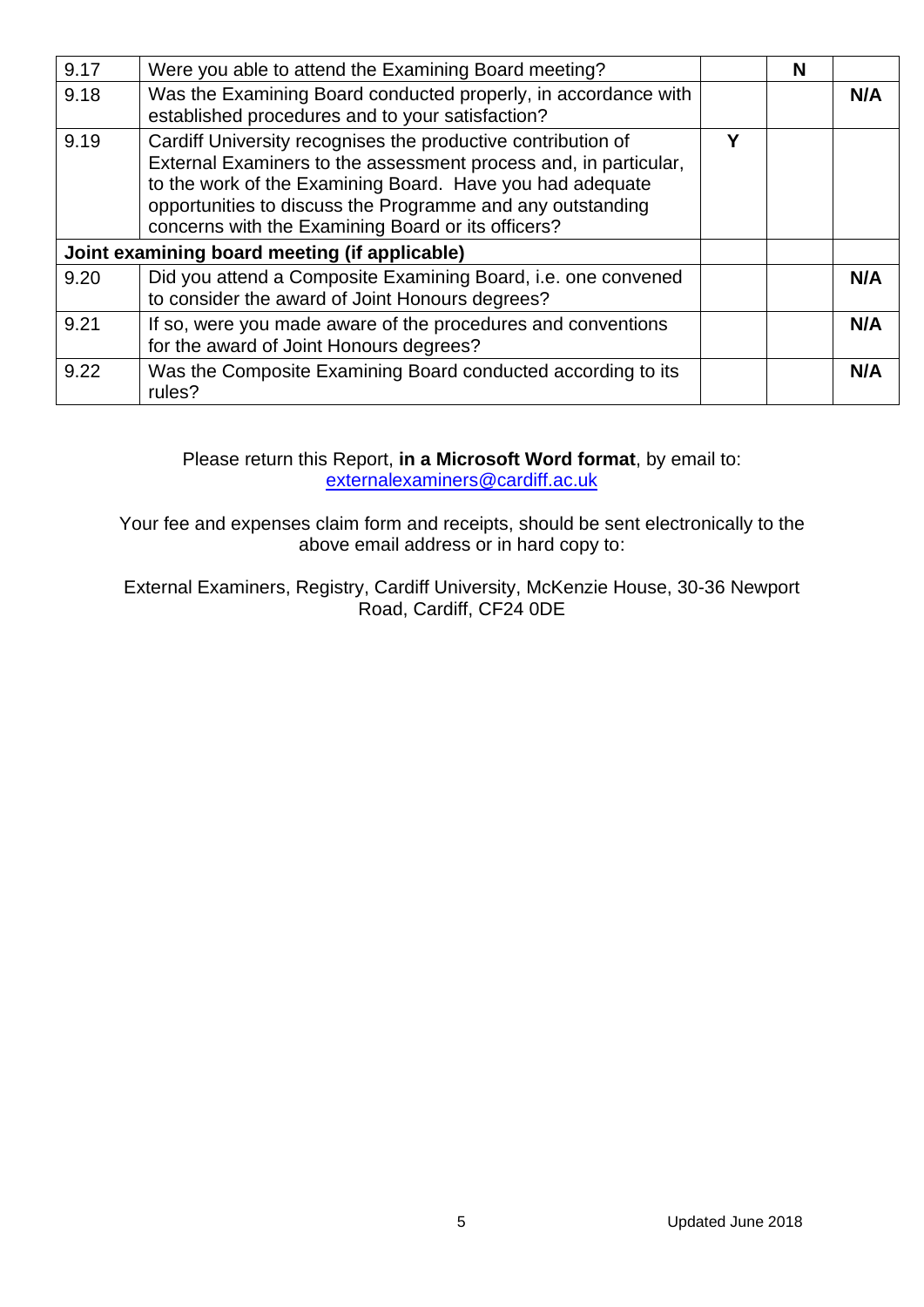| | | | | |
|---|---|---|---|---|
| 9.17 | Were you able to attend the Examining Board meeting? | | N | |
| 9.18 | Was the Examining Board conducted properly, in accordance with established procedures and to your satisfaction? | | | N/A |
| 9.19 | Cardiff University recognises the productive contribution of External Examiners to the assessment process and, in particular, to the work of the Examining Board. Have you had adequate opportunities to discuss the Programme and any outstanding concerns with the Examining Board or its officers? | Y | | |
| **Joint examining board meeting (if applicable)** | | | | |
| 9.20 | Did you attend a Composite Examining Board, i.e. one convened to consider the award of Joint Honours degrees? | | | N/A |
| 9.21 | If so, were you made aware of the procedures and conventions for the award of Joint Honours degrees? | | | N/A |
| 9.22 | Was the Composite Examining Board conducted according to its rules? | | | N/A |

Please return this Report, **in a Microsoft Word format**, by email to:
externalexaminers@cardiff.ac.uk

Your fee and expenses claim form and receipts, should be sent electronically to the above email address or in hard copy to:

External Examiners, Registry, Cardiff University, McKenzie House, 30-36 Newport Road, Cardiff, CF24 0DE

Updated June 2018